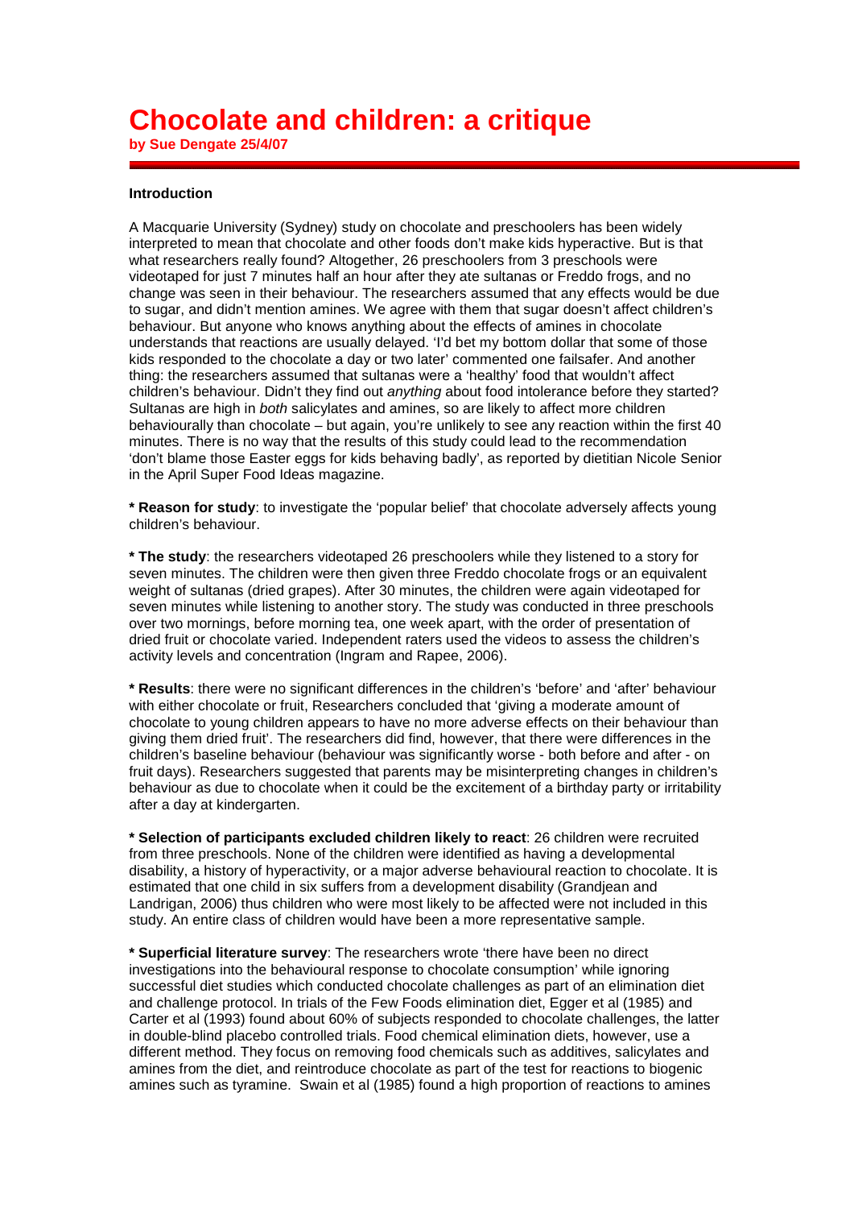# Chocolate and children: a critique

**by Sue Dengate 25/4/07**

---

**Introduction**

A Macquarie University (Sydney) study on chocolate and preschoolers has been widely interpreted to mean that chocolate and other foods don't make kids hyperactive. But is that what researchers really found? Altogether, 26 preschoolers from 3 preschools were videotaped for just 7 minutes half an hour after they ate sultanas or Freddo frogs, and no change was seen in their behaviour. The researchers assumed that any effects would be due to sugar, and didn't mention amines. We agree with them that sugar doesn't affect children's behaviour. But anyone who knows anything about the effects of amines in chocolate understands that reactions are usually delayed. 'I'd bet my bottom dollar that some of those kids responded to the chocolate a day or two later' commented one failsafer. And another thing: the researchers assumed that sultanas were a 'healthy' food that wouldn't affect children's behaviour. Didn't they find out *anything* about food intolerance before they started? Sultanas are high in *both* salicylates and amines, so are likely to affect more children behaviourally than chocolate – but again, you're unlikely to see any reaction within the first 40 minutes. There is no way that the results of this study could lead to the recommendation 'don't blame those Easter eggs for kids behaving badly', as reported by dietitian Nicole Senior in the April Super Food Ideas magazine.

**\* Reason for study**: to investigate the 'popular belief' that chocolate adversely affects young children's behaviour.

**\* The study**: the researchers videotaped 26 preschoolers while they listened to a story for seven minutes. The children were then given three Freddo chocolate frogs or an equivalent weight of sultanas (dried grapes). After 30 minutes, the children were again videotaped for seven minutes while listening to another story. The study was conducted in three preschools over two mornings, before morning tea, one week apart, with the order of presentation of dried fruit or chocolate varied. Independent raters used the videos to assess the children's activity levels and concentration (Ingram and Rapee, 2006).

**\* Results**: there were no significant differences in the children's 'before' and 'after' behaviour with either chocolate or fruit, Researchers concluded that 'giving a moderate amount of chocolate to young children appears to have no more adverse effects on their behaviour than giving them dried fruit'. The researchers did find, however, that there were differences in the children's baseline behaviour (behaviour was significantly worse - both before and after - on fruit days). Researchers suggested that parents may be misinterpreting changes in children's behaviour as due to chocolate when it could be the excitement of a birthday party or irritability after a day at kindergarten.

**\* Selection of participants excluded children likely to react**: 26 children were recruited from three preschools. None of the children were identified as having a developmental disability, a history of hyperactivity, or a major adverse behavioural reaction to chocolate. It is estimated that one child in six suffers from a development disability (Grandjean and Landrigan, 2006) thus children who were most likely to be affected were not included in this study. An entire class of children would have been a more representative sample.

**\* Superficial literature survey**: The researchers wrote 'there have been no direct investigations into the behavioural response to chocolate consumption' while ignoring successful diet studies which conducted chocolate challenges as part of an elimination diet and challenge protocol. In trials of the Few Foods elimination diet, Egger et al (1985) and Carter et al (1993) found about 60% of subjects responded to chocolate challenges, the latter in double-blind placebo controlled trials. Food chemical elimination diets, however, use a different method. They focus on removing food chemicals such as additives, salicylates and amines from the diet, and reintroduce chocolate as part of the test for reactions to biogenic amines such as tyramine. Swain et al (1985) found a high proportion of reactions to amines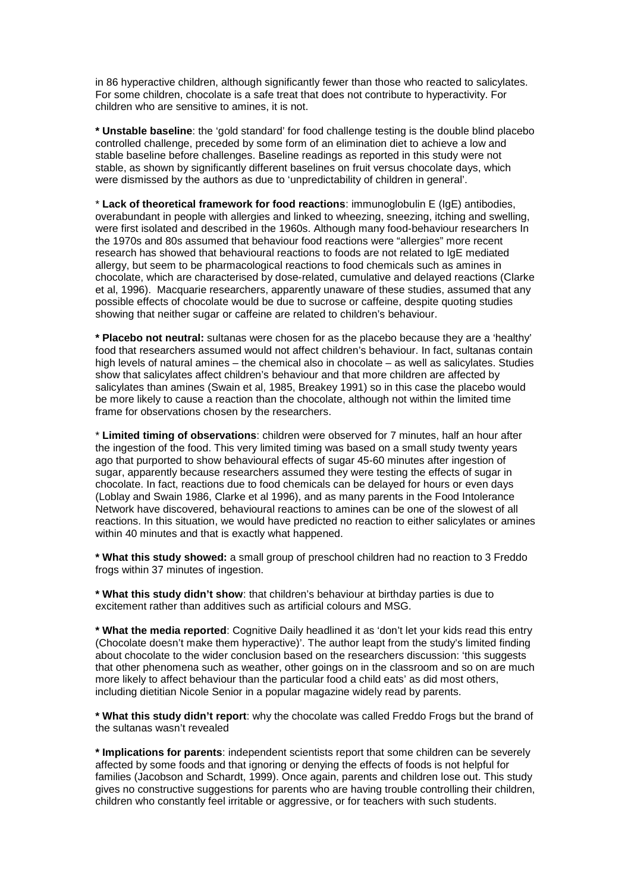in 86 hyperactive children, although significantly fewer than those who reacted to salicylates. For some children, chocolate is a safe treat that does not contribute to hyperactivity. For children who are sensitive to amines, it is not.

**\* Unstable baseline**: the 'gold standard' for food challenge testing is the double blind placebo controlled challenge, preceded by some form of an elimination diet to achieve a low and stable baseline before challenges. Baseline readings as reported in this study were not stable, as shown by significantly different baselines on fruit versus chocolate days, which were dismissed by the authors as due to 'unpredictability of children in general'.

\* **Lack of theoretical framework for food reactions**: immunoglobulin E (IgE) antibodies, overabundant in people with allergies and linked to wheezing, sneezing, itching and swelling, were first isolated and described in the 1960s. Although many food-behaviour researchers In the 1970s and 80s assumed that behaviour food reactions were "allergies" more recent research has showed that behavioural reactions to foods are not related to IgE mediated allergy, but seem to be pharmacological reactions to food chemicals such as amines in chocolate, which are characterised by dose-related, cumulative and delayed reactions (Clarke et al, 1996). Macquarie researchers, apparently unaware of these studies, assumed that any possible effects of chocolate would be due to sucrose or caffeine, despite quoting studies showing that neither sugar or caffeine are related to children's behaviour.

**\* Placebo not neutral:** sultanas were chosen for as the placebo because they are a 'healthy' food that researchers assumed would not affect children's behaviour. In fact, sultanas contain high levels of natural amines – the chemical also in chocolate – as well as salicylates. Studies show that salicylates affect children's behaviour and that more children are affected by salicylates than amines (Swain et al, 1985, Breakey 1991) so in this case the placebo would be more likely to cause a reaction than the chocolate, although not within the limited time frame for observations chosen by the researchers.

\* **Limited timing of observations**: children were observed for 7 minutes, half an hour after the ingestion of the food. This very limited timing was based on a small study twenty years ago that purported to show behavioural effects of sugar 45-60 minutes after ingestion of sugar, apparently because researchers assumed they were testing the effects of sugar in chocolate. In fact, reactions due to food chemicals can be delayed for hours or even days (Loblay and Swain 1986, Clarke et al 1996), and as many parents in the Food Intolerance Network have discovered, behavioural reactions to amines can be one of the slowest of all reactions. In this situation, we would have predicted no reaction to either salicylates or amines within 40 minutes and that is exactly what happened.

**\* What this study showed:** a small group of preschool children had no reaction to 3 Freddo frogs within 37 minutes of ingestion.

**\* What this study didn't show**: that children's behaviour at birthday parties is due to excitement rather than additives such as artificial colours and MSG.

**\* What the media reported**: Cognitive Daily headlined it as 'don't let your kids read this entry (Chocolate doesn't make them hyperactive)'. The author leapt from the study's limited finding about chocolate to the wider conclusion based on the researchers discussion: 'this suggests that other phenomena such as weather, other goings on in the classroom and so on are much more likely to affect behaviour than the particular food a child eats' as did most others, including dietitian Nicole Senior in a popular magazine widely read by parents.

**\* What this study didn't report**: why the chocolate was called Freddo Frogs but the brand of the sultanas wasn't revealed

**\* Implications for parents**: independent scientists report that some children can be severely affected by some foods and that ignoring or denying the effects of foods is not helpful for families (Jacobson and Schardt, 1999). Once again, parents and children lose out. This study gives no constructive suggestions for parents who are having trouble controlling their children, children who constantly feel irritable or aggressive, or for teachers with such students.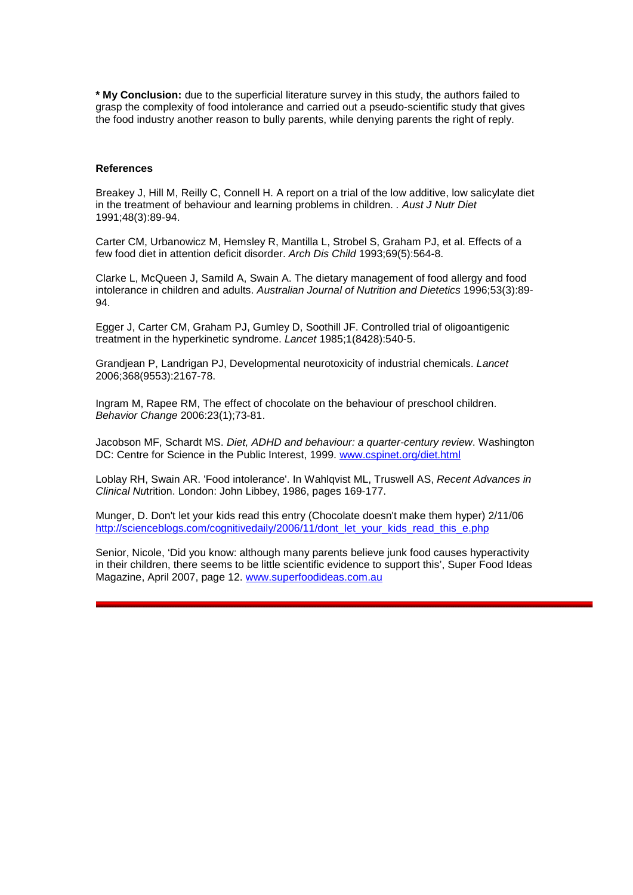**\* My Conclusion:** due to the superficial literature survey in this study, the authors failed to grasp the complexity of food intolerance and carried out a pseudo-scientific study that gives the food industry another reason to bully parents, while denying parents the right of reply.

**References**

Breakey J, Hill M, Reilly C, Connell H. A report on a trial of the low additive, low salicylate diet in the treatment of behaviour and learning problems in children. . *Aust J Nutr Diet* 1991;48(3):89-94.

Carter CM, Urbanowicz M, Hemsley R, Mantilla L, Strobel S, Graham PJ, et al. Effects of a few food diet in attention deficit disorder. *Arch Dis Child* 1993;69(5):564-8.

Clarke L, McQueen J, Samild A, Swain A. The dietary management of food allergy and food intolerance in children and adults. *Australian Journal of Nutrition and Dietetics* 1996;53(3):89-94.

Egger J, Carter CM, Graham PJ, Gumley D, Soothill JF. Controlled trial of oligoantigenic treatment in the hyperkinetic syndrome. *Lancet* 1985;1(8428):540-5.

Grandjean P, Landrigan PJ, Developmental neurotoxicity of industrial chemicals. *Lancet* 2006;368(9553):2167-78.

Ingram M, Rapee RM, The effect of chocolate on the behaviour of preschool children. *Behavior Change* 2006:23(1);73-81.

Jacobson MF, Schardt MS. *Diet, ADHD and behaviour: a quarter-century review*. Washington DC: Centre for Science in the Public Interest, 1999. www.cspinet.org/diet.html

Loblay RH, Swain AR. 'Food intolerance'. In Wahlqvist ML, Truswell AS, *Recent Advances in Clinical Nu*trition. London: John Libbey, 1986, pages 169-177.

Munger, D. Don't let your kids read this entry (Chocolate doesn't make them hyper) 2/11/06 http://scienceblogs.com/cognitivedaily/2006/11/dont_let_your_kids_read_this_e.php

Senior, Nicole, 'Did you know: although many parents believe junk food causes hyperactivity in their children, there seems to be little scientific evidence to support this', Super Food Ideas Magazine, April 2007, page 12. www.superfoodideas.com.au